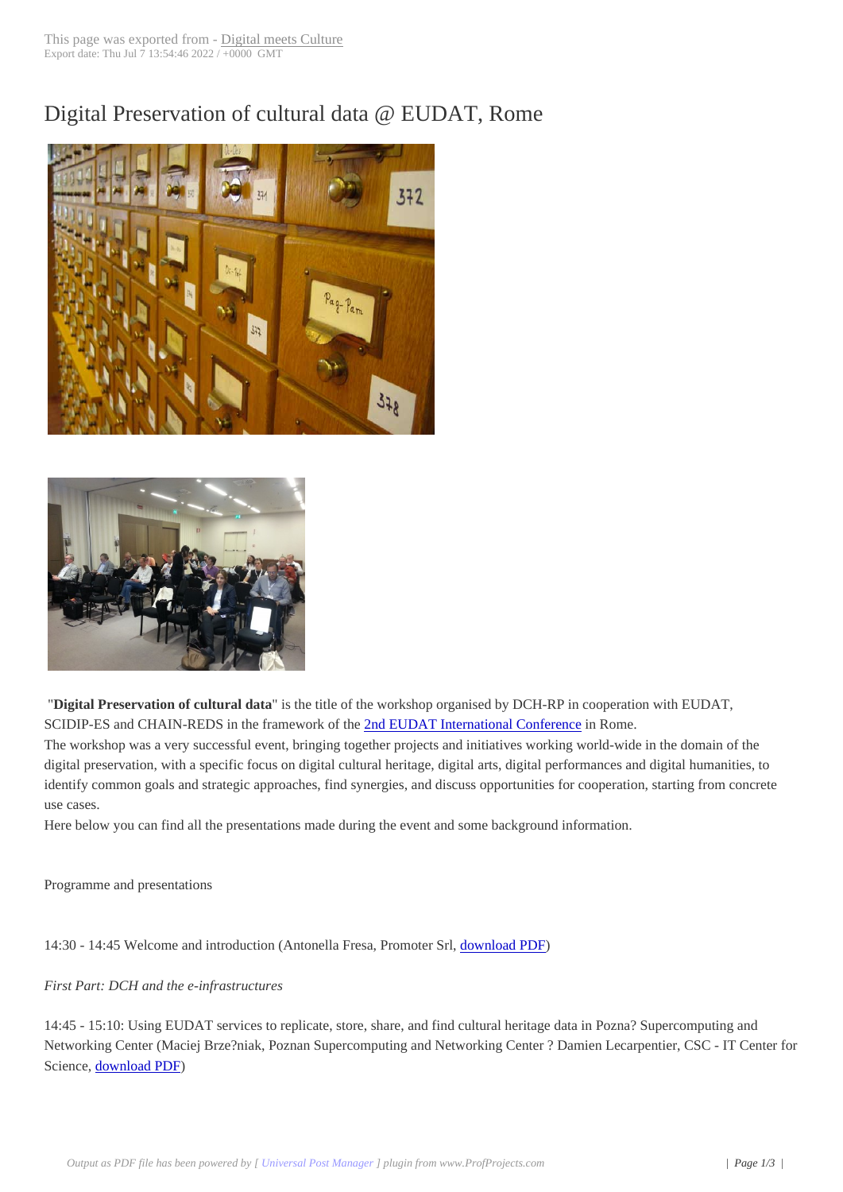# Digital Preservation of cultural data @ EUDAT, Rome

"**Digital Preservation of cultural data**" is the title of the workshop organised by DCH-RP in cooperation with EUDAT, SCIDIP-ES and CHAIN-REDS in the framework of the 2nd EUDAT International Conference in Rome.

The workshop was a very successful event, bringing together projects and initiatives working world-wide in the domain of the digital preservation, with a specific focus on digital cultural heritage, digital arts, digital performances and digital humanities, to identify common goals and strategic approaches, find synergies, and discuss opportunities for cooperation, starting from concrete use cases.

Here below you can find all the presentations made during the event and some background information.

Programme and presentations

14:30 - 14:45 Welcome and introduction (Antonella Fresa, Promoter Srl, download PDF)

*First Part: DCH and the e-infrastructures*

14:45 - 15:10: Using EUDAT services to replicate, store, share, and find cultural heritage data in Pozna? Supercomputing and Networking Center (Maciej Brze?niak, Poznan Supercomputing and Networking Center ? Damien Lecarpentier, CSC - IT Center for Science, download PDF)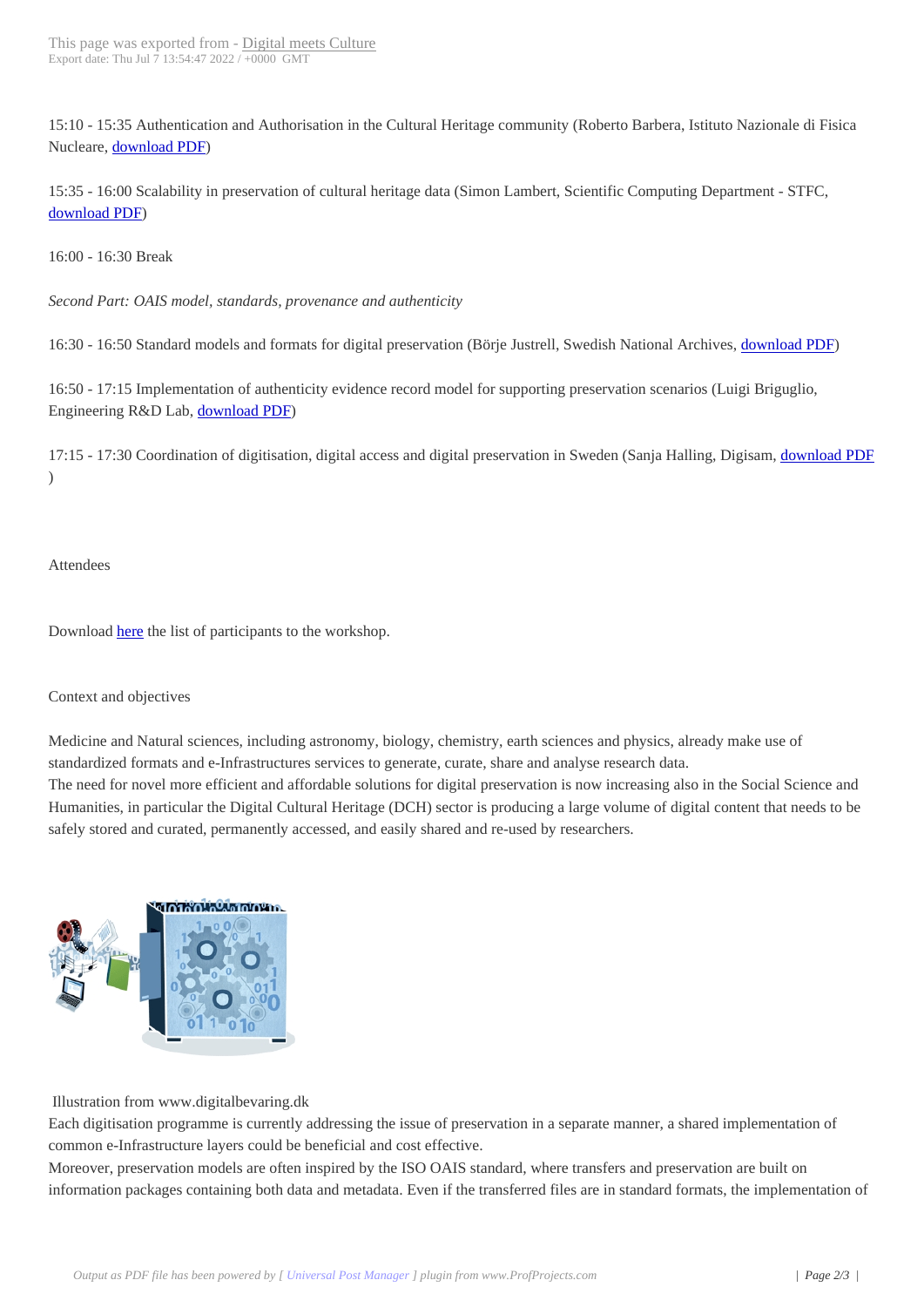15:10 - 15:35 Authentication and Authorisation in the Cultural Heritage community (Roberto Barbera, Istituto Nazionale di Fisica Nucleare, download PDF)

15:35 - 16:00 Scalability in preservation of cultural heritage data (Simon Lambert, Scientific Computing Department - STFC, download PDF)

16:00 - 16:30 Break

*Second Part: OAIS model, standards, provenance and authenticity*

16:30 - 16:50 Standard models and formats for digital preservation (Börje Justrell, Swedish National Archives, download PDF)

16:50 - 17:15 Implementation of authenticity evidence record model for supporting preservation scenarios (Luigi Briguglio, Engineering R&D Lab, download PDF)

17:15 - 17:30 Coordination of digitisation, digital access and digital preservation in Sweden (Sanja Halling, Digisam, download PDF)

Attendees

Download here the list of participants to the workshop.

Context and objectives

Medicine and Natural sciences, including astronomy, biology, chemistry, earth sciences and physics, already make use of standardized formats and e-Infrastructures services to generate, curate, share and analyse research data.
The need for novel more efficient and affordable solutions for digital preservation is now increasing also in the Social Science and Humanities, in particular the Digital Cultural Heritage (DCH) sector is producing a large volume of digital content that needs to be safely stored and curated, permanently accessed, and easily shared and re-used by researchers.

Illustration from www.digitalbevaring.dk

Each digitisation programme is currently addressing the issue of preservation in a separate manner, a shared implementation of common e-Infrastructure layers could be beneficial and cost effective.
Moreover, preservation models are often inspired by the ISO OAIS standard, where transfers and preservation are built on information packages containing both data and metadata. Even if the transferred files are in standard formats, the implementation of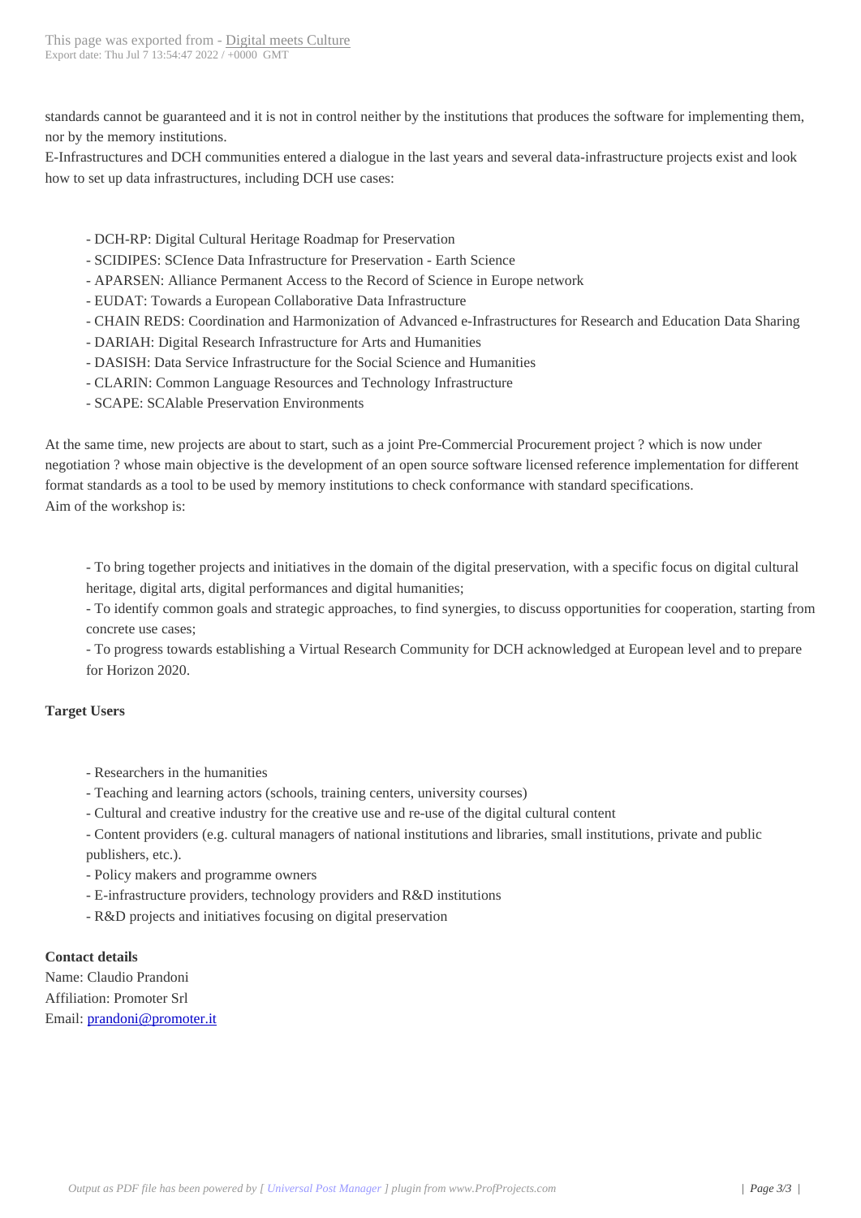standards cannot be guaranteed and it is not in control neither by the institutions that produces the software for implementing them, nor by the memory institutions.

E-Infrastructures and DCH communities entered a dialogue in the last years and several data-infrastructure projects exist and look how to set up data infrastructures, including DCH use cases:

- DCH-RP: Digital Cultural Heritage Roadmap for Preservation
- SCIDIPES: SCIence Data Infrastructure for Preservation - Earth Science
- APARSEN: Alliance Permanent Access to the Record of Science in Europe network
- EUDAT: Towards a European Collaborative Data Infrastructure
- CHAIN REDS: Coordination and Harmonization of Advanced e-Infrastructures for Research and Education Data Sharing
- DARIAH: Digital Research Infrastructure for Arts and Humanities
- DASISH: Data Service Infrastructure for the Social Science and Humanities
- CLARIN: Common Language Resources and Technology Infrastructure
- SCAPE: SCAlable Preservation Environments

At the same time, new projects are about to start, such as a joint Pre-Commercial Procurement project ? which is now under negotiation ? whose main objective is the development of an open source software licensed reference implementation for different format standards as a tool to be used by memory institutions to check conformance with standard specifications.

Aim of the workshop is:

- To bring together projects and initiatives in the domain of the digital preservation, with a specific focus on digital cultural heritage, digital arts, digital performances and digital humanities;
- To identify common goals and strategic approaches, to find synergies, to discuss opportunities for cooperation, starting from concrete use cases;
- To progress towards establishing a Virtual Research Community for DCH acknowledged at European level and to prepare for Horizon 2020.

**Target Users**

- Researchers in the humanities
- Teaching and learning actors (schools, training centers, university courses)
- Cultural and creative industry for the creative use and re-use of the digital cultural content
- Content providers (e.g. cultural managers of national institutions and libraries, small institutions, private and public publishers, etc.).
- Policy makers and programme owners
- E-infrastructure providers, technology providers and R&D institutions
- R&D projects and initiatives focusing on digital preservation

**Contact details**

Name: Claudio Prandoni
Affiliation: Promoter Srl
Email: prandoni@promoter.it